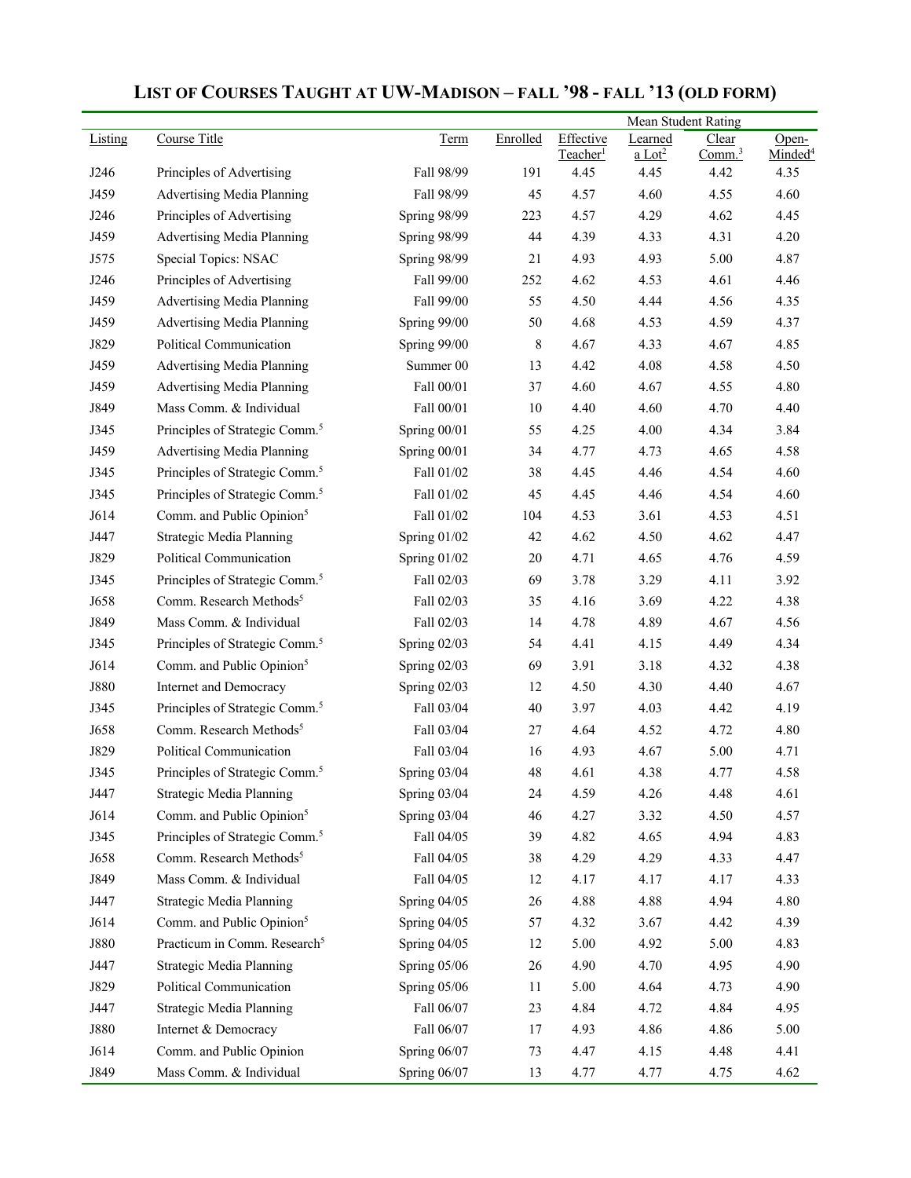# List of Courses Taught at UW-Madison – Fall '98 - Fall '13 (Old Form)

| | | | | Mean Student Rating | | | |
|---|---|---|---|---|---|---|---|
| Listing | Course Title | Term | Enrolled | Effective Teacher[1] | Learned a Lot[2] | Clear Comm.[3] | Open-Minded[4] |
| J246 | Principles of Advertising | Fall 98/99 | 191 | 4.45 | 4.45 | 4.42 | 4.35 |
| J459 | Advertising Media Planning | Fall 98/99 | 45 | 4.57 | 4.60 | 4.55 | 4.60 |
| J246 | Principles of Advertising | Spring 98/99 | 223 | 4.57 | 4.29 | 4.62 | 4.45 |
| J459 | Advertising Media Planning | Spring 98/99 | 44 | 4.39 | 4.33 | 4.31 | 4.20 |
| J575 | Special Topics: NSAC | Spring 98/99 | 21 | 4.93 | 4.93 | 5.00 | 4.87 |
| J246 | Principles of Advertising | Fall 99/00 | 252 | 4.62 | 4.53 | 4.61 | 4.46 |
| J459 | Advertising Media Planning | Fall 99/00 | 55 | 4.50 | 4.44 | 4.56 | 4.35 |
| J459 | Advertising Media Planning | Spring 99/00 | 50 | 4.68 | 4.53 | 4.59 | 4.37 |
| J829 | Political Communication | Spring 99/00 | 8 | 4.67 | 4.33 | 4.67 | 4.85 |
| J459 | Advertising Media Planning | Summer 00 | 13 | 4.42 | 4.08 | 4.58 | 4.50 |
| J459 | Advertising Media Planning | Fall 00/01 | 37 | 4.60 | 4.67 | 4.55 | 4.80 |
| J849 | Mass Comm. & Individual | Fall 00/01 | 10 | 4.40 | 4.60 | 4.70 | 4.40 |
| J345 | Principles of Strategic Comm.[5] | Spring 00/01 | 55 | 4.25 | 4.00 | 4.34 | 3.84 |
| J459 | Advertising Media Planning | Spring 00/01 | 34 | 4.77 | 4.73 | 4.65 | 4.58 |
| J345 | Principles of Strategic Comm.[5] | Fall 01/02 | 38 | 4.45 | 4.46 | 4.54 | 4.60 |
| J345 | Principles of Strategic Comm.[5] | Fall 01/02 | 45 | 4.45 | 4.46 | 4.54 | 4.60 |
| J614 | Comm. and Public Opinion[5] | Fall 01/02 | 104 | 4.53 | 3.61 | 4.53 | 4.51 |
| J447 | Strategic Media Planning | Spring 01/02 | 42 | 4.62 | 4.50 | 4.62 | 4.47 |
| J829 | Political Communication | Spring 01/02 | 20 | 4.71 | 4.65 | 4.76 | 4.59 |
| J345 | Principles of Strategic Comm.[5] | Fall 02/03 | 69 | 3.78 | 3.29 | 4.11 | 3.92 |
| J658 | Comm. Research Methods[5] | Fall 02/03 | 35 | 4.16 | 3.69 | 4.22 | 4.38 |
| J849 | Mass Comm. & Individual | Fall 02/03 | 14 | 4.78 | 4.89 | 4.67 | 4.56 |
| J345 | Principles of Strategic Comm.[5] | Spring 02/03 | 54 | 4.41 | 4.15 | 4.49 | 4.34 |
| J614 | Comm. and Public Opinion[5] | Spring 02/03 | 69 | 3.91 | 3.18 | 4.32 | 4.38 |
| J880 | Internet and Democracy | Spring 02/03 | 12 | 4.50 | 4.30 | 4.40 | 4.67 |
| J345 | Principles of Strategic Comm.[5] | Fall 03/04 | 40 | 3.97 | 4.03 | 4.42 | 4.19 |
| J658 | Comm. Research Methods[5] | Fall 03/04 | 27 | 4.64 | 4.52 | 4.72 | 4.80 |
| J829 | Political Communication | Fall 03/04 | 16 | 4.93 | 4.67 | 5.00 | 4.71 |
| J345 | Principles of Strategic Comm.[5] | Spring 03/04 | 48 | 4.61 | 4.38 | 4.77 | 4.58 |
| J447 | Strategic Media Planning | Spring 03/04 | 24 | 4.59 | 4.26 | 4.48 | 4.61 |
| J614 | Comm. and Public Opinion[5] | Spring 03/04 | 46 | 4.27 | 3.32 | 4.50 | 4.57 |
| J345 | Principles of Strategic Comm.[5] | Fall 04/05 | 39 | 4.82 | 4.65 | 4.94 | 4.83 |
| J658 | Comm. Research Methods[5] | Fall 04/05 | 38 | 4.29 | 4.29 | 4.33 | 4.47 |
| J849 | Mass Comm. & Individual | Fall 04/05 | 12 | 4.17 | 4.17 | 4.17 | 4.33 |
| J447 | Strategic Media Planning | Spring 04/05 | 26 | 4.88 | 4.88 | 4.94 | 4.80 |
| J614 | Comm. and Public Opinion[5] | Spring 04/05 | 57 | 4.32 | 3.67 | 4.42 | 4.39 |
| J880 | Practicum in Comm. Research[5] | Spring 04/05 | 12 | 5.00 | 4.92 | 5.00 | 4.83 |
| J447 | Strategic Media Planning | Spring 05/06 | 26 | 4.90 | 4.70 | 4.95 | 4.90 |
| J829 | Political Communication | Spring 05/06 | 11 | 5.00 | 4.64 | 4.73 | 4.90 |
| J447 | Strategic Media Planning | Fall 06/07 | 23 | 4.84 | 4.72 | 4.84 | 4.95 |
| J880 | Internet & Democracy | Fall 06/07 | 17 | 4.93 | 4.86 | 4.86 | 5.00 |
| J614 | Comm. and Public Opinion | Spring 06/07 | 73 | 4.47 | 4.15 | 4.48 | 4.41 |
| J849 | Mass Comm. & Individual | Spring 06/07 | 13 | 4.77 | 4.77 | 4.75 | 4.62 |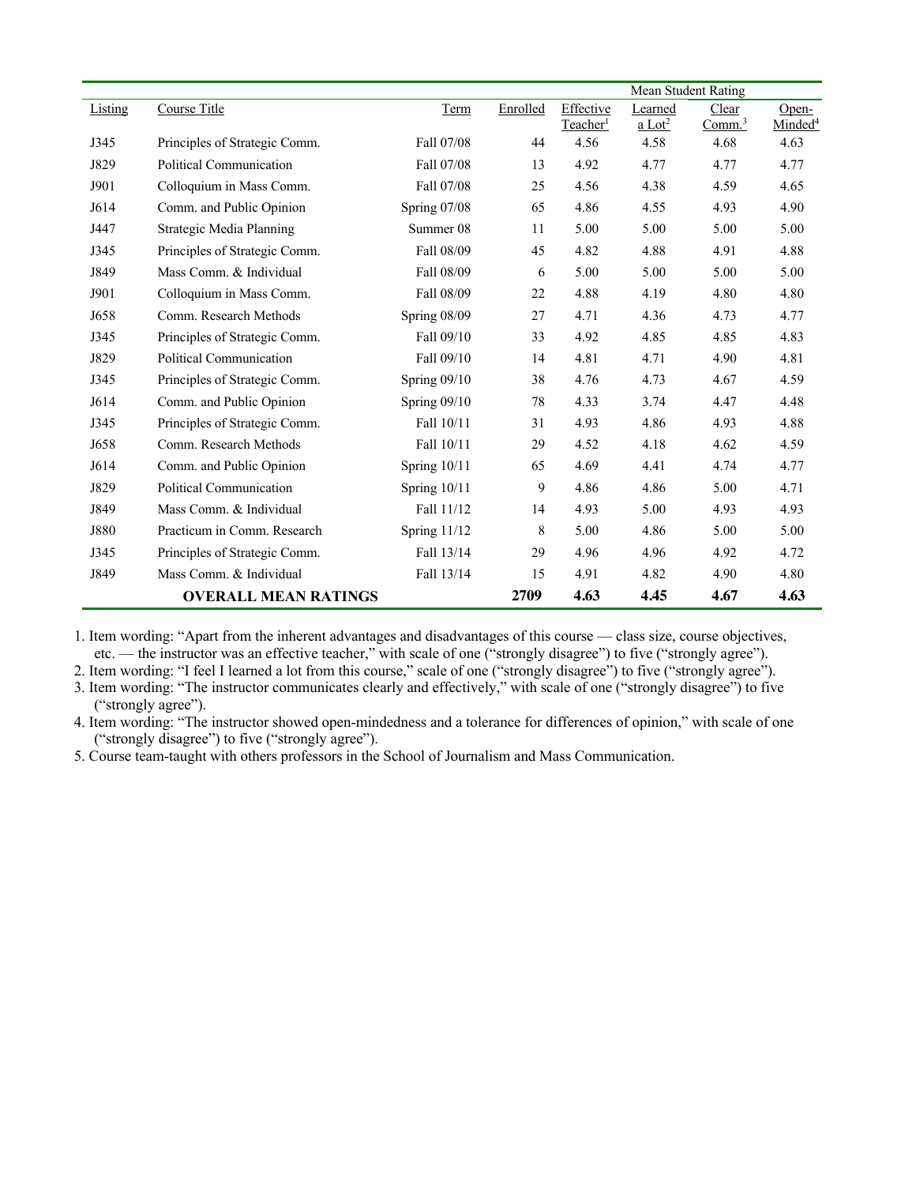| Listing | Course Title | Term | Enrolled | Mean Student Rating: Effective Teacher[1] | Learned a Lot[2] | Clear Comm.[3] | Open-Minded[4] |
|---|---|---|---|---|---|---|---|
| J345 | Principles of Strategic Comm. | Fall 07/08 | 44 | 4.56 | 4.58 | 4.68 | 4.63 |
| J829 | Political Communication | Fall 07/08 | 13 | 4.92 | 4.77 | 4.77 | 4.77 |
| J901 | Colloquium in Mass Comm. | Fall 07/08 | 25 | 4.56 | 4.38 | 4.59 | 4.65 |
| J614 | Comm. and Public Opinion | Spring 07/08 | 65 | 4.86 | 4.55 | 4.93 | 4.90 |
| J447 | Strategic Media Planning | Summer 08 | 11 | 5.00 | 5.00 | 5.00 | 5.00 |
| J345 | Principles of Strategic Comm. | Fall 08/09 | 45 | 4.82 | 4.88 | 4.91 | 4.88 |
| J849 | Mass Comm. & Individual | Fall 08/09 | 6 | 5.00 | 5.00 | 5.00 | 5.00 |
| J901 | Colloquium in Mass Comm. | Fall 08/09 | 22 | 4.88 | 4.19 | 4.80 | 4.80 |
| J658 | Comm. Research Methods | Spring 08/09 | 27 | 4.71 | 4.36 | 4.73 | 4.77 |
| J345 | Principles of Strategic Comm. | Fall 09/10 | 33 | 4.92 | 4.85 | 4.85 | 4.83 |
| J829 | Political Communication | Fall 09/10 | 14 | 4.81 | 4.71 | 4.90 | 4.81 |
| J345 | Principles of Strategic Comm. | Spring 09/10 | 38 | 4.76 | 4.73 | 4.67 | 4.59 |
| J614 | Comm. and Public Opinion | Spring 09/10 | 78 | 4.33 | 3.74 | 4.47 | 4.48 |
| J345 | Principles of Strategic Comm. | Fall 10/11 | 31 | 4.93 | 4.86 | 4.93 | 4.88 |
| J658 | Comm. Research Methods | Fall 10/11 | 29 | 4.52 | 4.18 | 4.62 | 4.59 |
| J614 | Comm. and Public Opinion | Spring 10/11 | 65 | 4.69 | 4.41 | 4.74 | 4.77 |
| J829 | Political Communication | Spring 10/11 | 9 | 4.86 | 4.86 | 5.00 | 4.71 |
| J849 | Mass Comm. & Individual | Fall 11/12 | 14 | 4.93 | 5.00 | 4.93 | 4.93 |
| J880 | Practicum in Comm. Research | Spring 11/12 | 8 | 5.00 | 4.86 | 5.00 | 5.00 |
| J345 | Principles of Strategic Comm. | Fall 13/14 | 29 | 4.96 | 4.96 | 4.92 | 4.72 |
| J849 | Mass Comm. & Individual | Fall 13/14 | 15 | 4.91 | 4.82 | 4.90 | 4.80 |
| | **OVERALL MEAN RATINGS** | | **2709** | **4.63** | **4.45** | **4.67** | **4.63** |

1. Item wording: "Apart from the inherent advantages and disadvantages of this course — class size, course objectives, etc. — the instructor was an effective teacher," with scale of one ("strongly disagree") to five ("strongly agree").
2. Item wording: "I feel I learned a lot from this course," scale of one ("strongly disagree") to five ("strongly agree").
3. Item wording: "The instructor communicates clearly and effectively," with scale of one ("strongly disagree") to five ("strongly agree").
4. Item wording: "The instructor showed open-mindedness and a tolerance for differences of opinion," with scale of one ("strongly disagree") to five ("strongly agree").
5. Course team-taught with others professors in the School of Journalism and Mass Communication.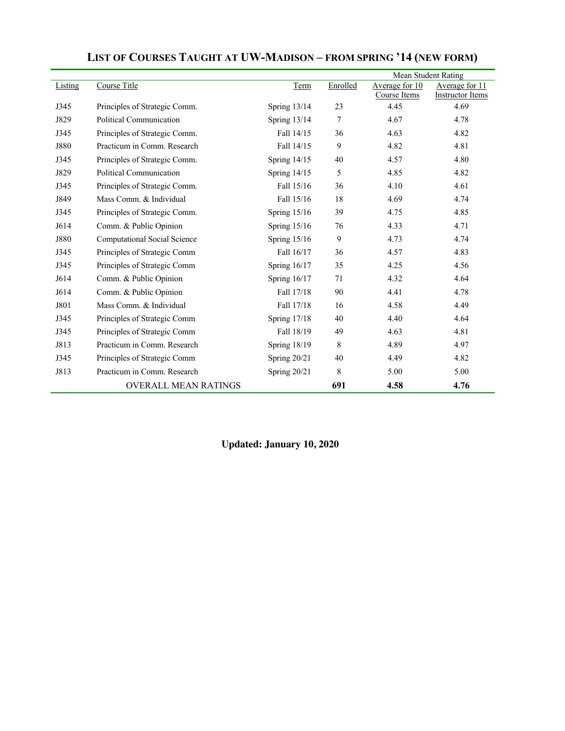# LIST OF COURSES TAUGHT AT UW-MADISON – FROM SPRING '14 (NEW FORM)

| | | | | Mean Student Rating | |
|---|---|---|---|---|---|
| Listing | Course Title | Term | Enrolled | Average for 10 Course Items | Average for 11 Instructor Items |
| J345 | Principles of Strategic Comm. | Spring 13/14 | 23 | 4.45 | 4.69 |
| J829 | Political Communication | Spring 13/14 | 7 | 4.67 | 4.78 |
| J345 | Principles of Strategic Comm. | Fall 14/15 | 36 | 4.63 | 4.82 |
| J880 | Practicum in Comm. Research | Fall 14/15 | 9 | 4.82 | 4.81 |
| J345 | Principles of Strategic Comm. | Spring 14/15 | 40 | 4.57 | 4.80 |
| J829 | Political Communication | Spring 14/15 | 5 | 4.85 | 4.82 |
| J345 | Principles of Strategic Comm. | Fall 15/16 | 36 | 4.10 | 4.61 |
| J849 | Mass Comm. & Individual | Fall 15/16 | 18 | 4.69 | 4.74 |
| J345 | Principles of Strategic Comm. | Spring 15/16 | 39 | 4.75 | 4.85 |
| J614 | Comm. & Public Opinion | Spring 15/16 | 76 | 4.33 | 4.71 |
| J880 | Computational Social Science | Spring 15/16 | 9 | 4.73 | 4.74 |
| J345 | Principles of Strategic Comm | Fall 16/17 | 36 | 4.57 | 4.83 |
| J345 | Principles of Strategic Comm | Spring 16/17 | 35 | 4.25 | 4.56 |
| J614 | Comm. & Public Opinion | Spring 16/17 | 71 | 4.32 | 4.64 |
| J614 | Comm. & Public Opinion | Fall 17/18 | 90 | 4.41 | 4.78 |
| J801 | Mass Comm. & Individual | Fall 17/18 | 16 | 4.58 | 4.49 |
| J345 | Principles of Strategic Comm | Spring 17/18 | 40 | 4.40 | 4.64 |
| J345 | Principles of Strategic Comm | Fall 18/19 | 49 | 4.63 | 4.81 |
| J813 | Practicum in Comm. Research | Spring 18/19 | 8 | 4.89 | 4.97 |
| J345 | Principles of Strategic Comm | Spring 20/21 | 40 | 4.49 | 4.82 |
| J813 | Practicum in Comm. Research | Spring 20/21 | 8 | 5.00 | 5.00 |
| | OVERALL MEAN RATINGS | | **691** | **4.58** | **4.76** |

**Updated: January 10, 2020**